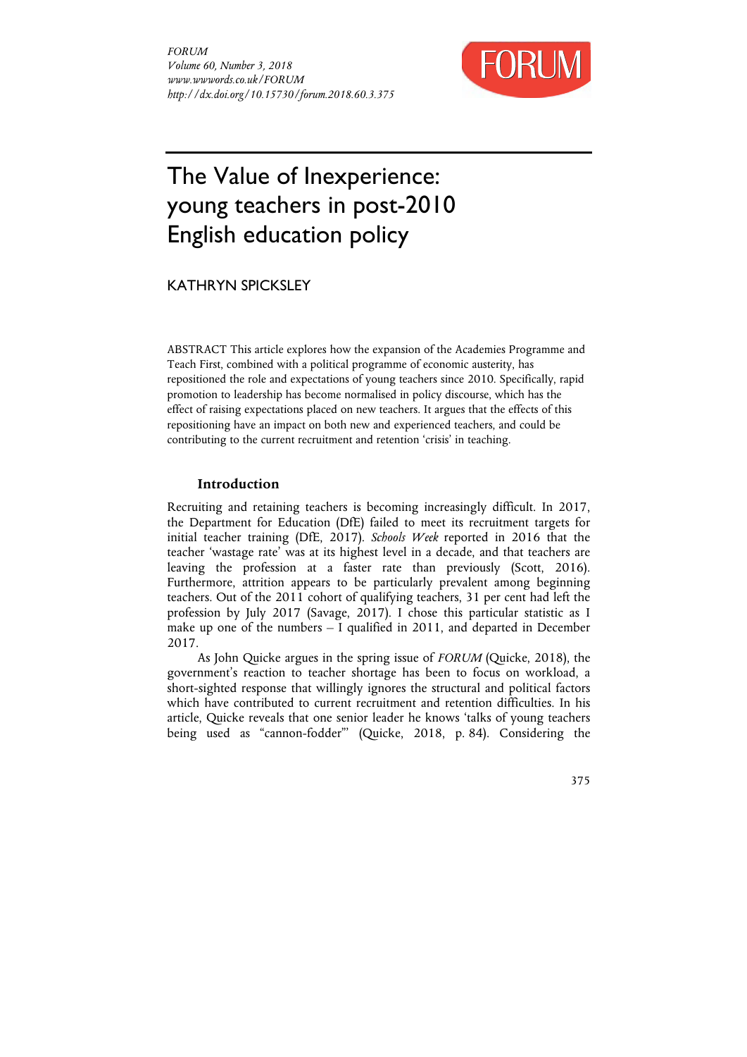# The Value of Inexperience: young teachers in post-2010 English education policy

KATHRYN SPICKSLEY

ABSTRACT This article explores how the expansion of the Academies Programme and Teach First, combined with a political programme of economic austerity, has repositioned the role and expectations of young teachers since 2010. Specifically, rapid promotion to leadership has become normalised in policy discourse, which has the effect of raising expectations placed on new teachers. It argues that the effects of this repositioning have an impact on both new and experienced teachers, and could be contributing to the current recruitment and retention 'crisis' in teaching.

## Introduction

Recruiting and retaining teachers is becoming increasingly difficult. In 2017, the Department for Education (DfE) failed to meet its recruitment targets for initial teacher training (DfE, 2017). *Schools Week* reported in 2016 that the teacher 'wastage rate' was at its highest level in a decade, and that teachers are leaving the profession at a faster rate than previously (Scott, 2016). Furthermore, attrition appears to be particularly prevalent among beginning teachers. Out of the 2011 cohort of qualifying teachers, 31 per cent had left the profession by July 2017 (Savage, 2017). I chose this particular statistic as I make up one of the numbers – I qualified in 2011, and departed in December 2017.

As John Quicke argues in the spring issue of *FORUM* (Quicke, 2018), the government's reaction to teacher shortage has been to focus on workload, a short-sighted response that willingly ignores the structural and political factors which have contributed to current recruitment and retention difficulties. In his article, Quicke reveals that one senior leader he knows 'talks of young teachers being used as "cannon-fodder"' (Quicke, 2018, p. 84). Considering the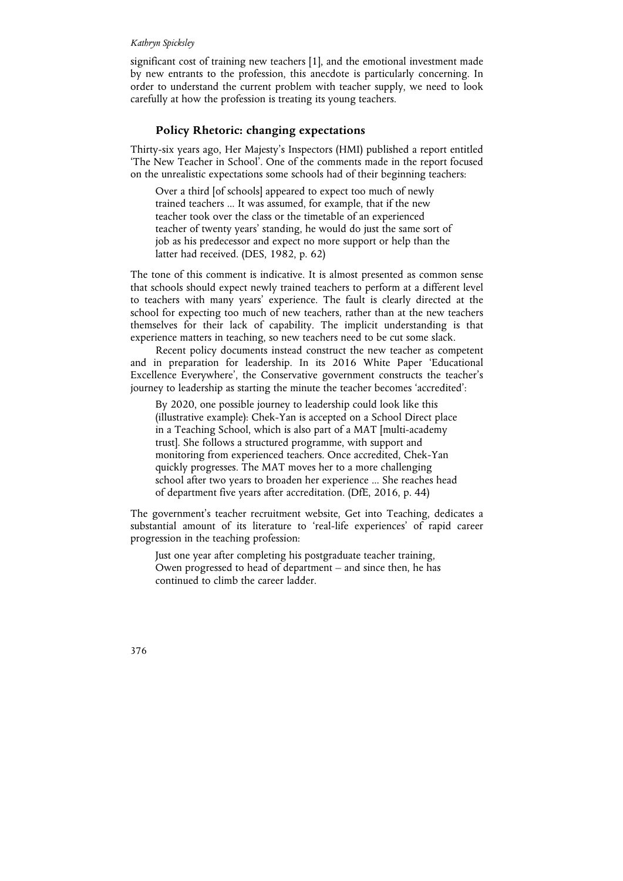significant cost of training new teachers [1], and the emotional investment made by new entrants to the profession, this anecdote is particularly concerning. In order to understand the current problem with teacher supply, we need to look carefully at how the profession is treating its young teachers.

## Policy Rhetoric: changing expectations

Thirty-six years ago, Her Majesty's Inspectors (HMI) published a report entitled 'The New Teacher in School'. One of the comments made in the report focused on the unrealistic expectations some schools had of their beginning teachers:

> Over a third [of schools] appeared to expect too much of newly trained teachers ... It was assumed, for example, that if the new teacher took over the class or the timetable of an experienced teacher of twenty years' standing, he would do just the same sort of job as his predecessor and expect no more support or help than the latter had received. (DES, 1982, p. 62)

The tone of this comment is indicative. It is almost presented as common sense that schools should expect newly trained teachers to perform at a different level to teachers with many years' experience. The fault is clearly directed at the school for expecting too much of new teachers, rather than at the new teachers themselves for their lack of capability. The implicit understanding is that experience matters in teaching, so new teachers need to be cut some slack.

Recent policy documents instead construct the new teacher as competent and in preparation for leadership. In its 2016 White Paper 'Educational Excellence Everywhere', the Conservative government constructs the teacher's journey to leadership as starting the minute the teacher becomes 'accredited':

> By 2020, one possible journey to leadership could look like this (illustrative example): Chek-Yan is accepted on a School Direct place in a Teaching School, which is also part of a MAT [multi-academy trust]. She follows a structured programme, with support and monitoring from experienced teachers. Once accredited, Chek-Yan quickly progresses. The MAT moves her to a more challenging school after two years to broaden her experience ... She reaches head of department five years after accreditation. (DfE, 2016, p. 44)

The government's teacher recruitment website, Get into Teaching, dedicates a substantial amount of its literature to 'real-life experiences' of rapid career progression in the teaching profession:

> Just one year after completing his postgraduate teacher training, Owen progressed to head of department – and since then, he has continued to climb the career ladder.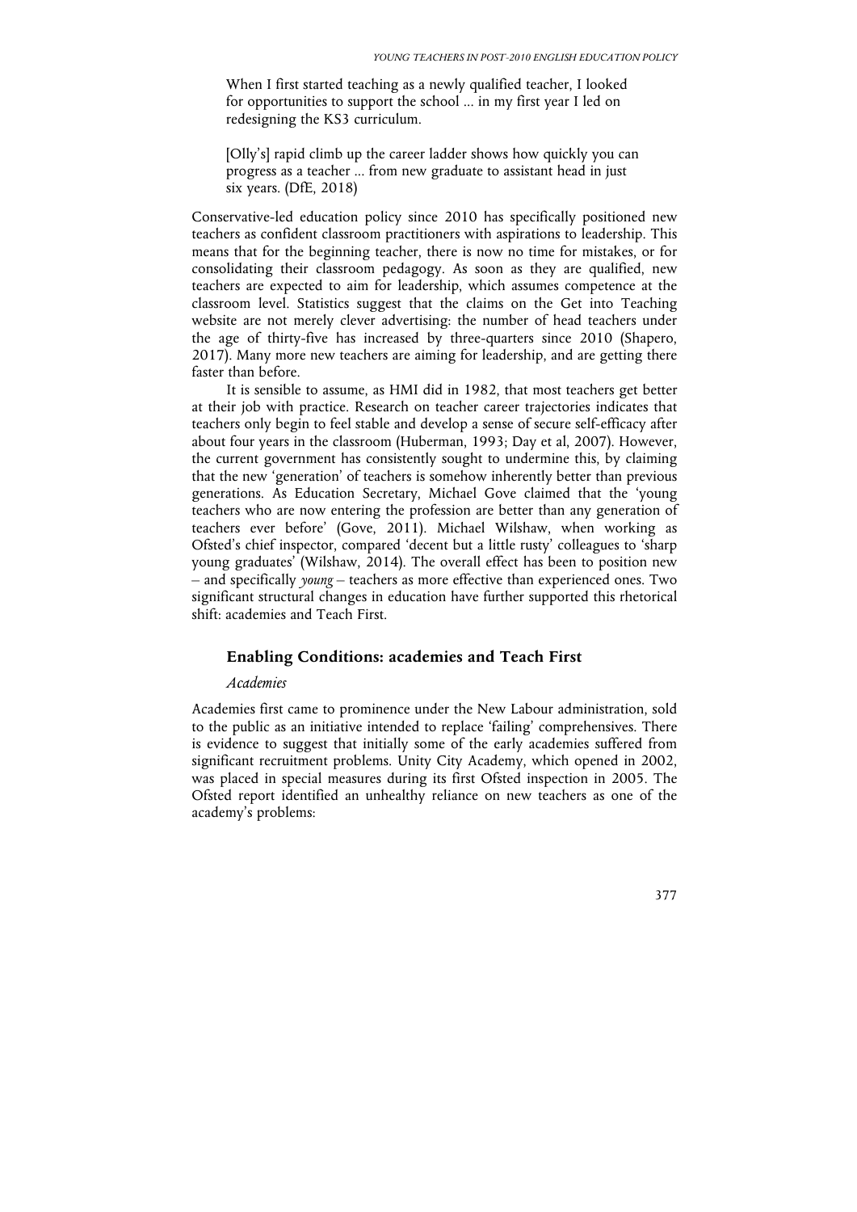> When I first started teaching as a newly qualified teacher, I looked for opportunities to support the school ... in my first year I led on redesigning the KS3 curriculum.
>
> [Olly's] rapid climb up the career ladder shows how quickly you can progress as a teacher ... from new graduate to assistant head in just six years. (DfE, 2018)

Conservative-led education policy since 2010 has specifically positioned new teachers as confident classroom practitioners with aspirations to leadership. This means that for the beginning teacher, there is now no time for mistakes, or for consolidating their classroom pedagogy. As soon as they are qualified, new teachers are expected to aim for leadership, which assumes competence at the classroom level. Statistics suggest that the claims on the Get into Teaching website are not merely clever advertising: the number of head teachers under the age of thirty-five has increased by three-quarters since 2010 (Shapero, 2017). Many more new teachers are aiming for leadership, and are getting there faster than before.

It is sensible to assume, as HMI did in 1982, that most teachers get better at their job with practice. Research on teacher career trajectories indicates that teachers only begin to feel stable and develop a sense of secure self-efficacy after about four years in the classroom (Huberman, 1993; Day et al, 2007). However, the current government has consistently sought to undermine this, by claiming that the new 'generation' of teachers is somehow inherently better than previous generations. As Education Secretary, Michael Gove claimed that the 'young teachers who are now entering the profession are better than any generation of teachers ever before' (Gove, 2011). Michael Wilshaw, when working as Ofsted's chief inspector, compared 'decent but a little rusty' colleagues to 'sharp young graduates' (Wilshaw, 2014). The overall effect has been to position new – and specifically *young* – teachers as more effective than experienced ones. Two significant structural changes in education have further supported this rhetorical shift: academies and Teach First.

## Enabling Conditions: academies and Teach First

### *Academies*

Academies first came to prominence under the New Labour administration, sold to the public as an initiative intended to replace 'failing' comprehensives. There is evidence to suggest that initially some of the early academies suffered from significant recruitment problems. Unity City Academy, which opened in 2002, was placed in special measures during its first Ofsted inspection in 2005. The Ofsted report identified an unhealthy reliance on new teachers as one of the academy's problems: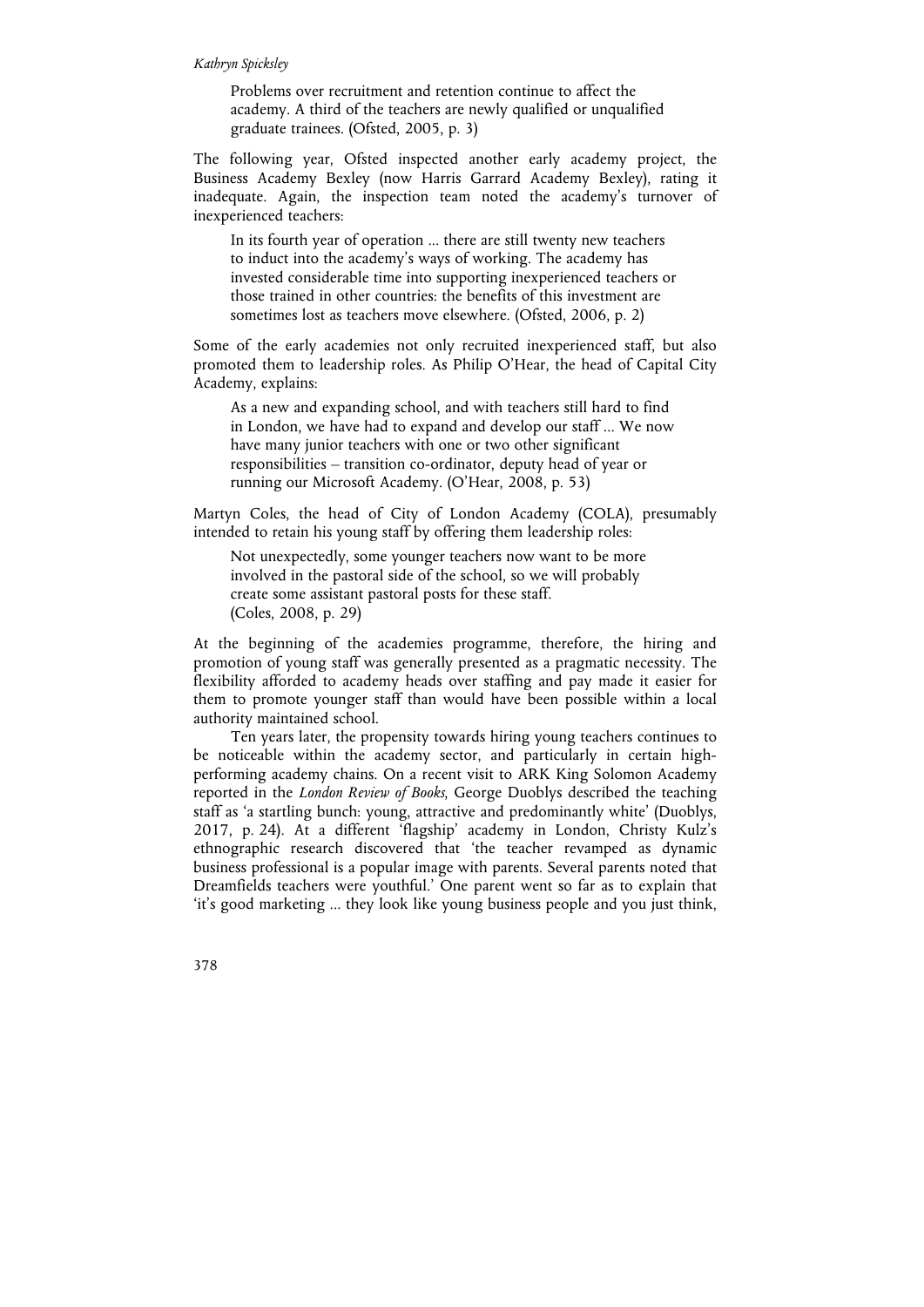> Problems over recruitment and retention continue to affect the academy. A third of the teachers are newly qualified or unqualified graduate trainees. (Ofsted, 2005, p. 3)

The following year, Ofsted inspected another early academy project, the Business Academy Bexley (now Harris Garrard Academy Bexley), rating it inadequate. Again, the inspection team noted the academy's turnover of inexperienced teachers:

> In its fourth year of operation ... there are still twenty new teachers to induct into the academy's ways of working. The academy has invested considerable time into supporting inexperienced teachers or those trained in other countries: the benefits of this investment are sometimes lost as teachers move elsewhere. (Ofsted, 2006, p. 2)

Some of the early academies not only recruited inexperienced staff, but also promoted them to leadership roles. As Philip O'Hear, the head of Capital City Academy, explains:

> As a new and expanding school, and with teachers still hard to find in London, we have had to expand and develop our staff ... We now have many junior teachers with one or two other significant responsibilities – transition co-ordinator, deputy head of year or running our Microsoft Academy. (O'Hear, 2008, p. 53)

Martyn Coles, the head of City of London Academy (COLA), presumably intended to retain his young staff by offering them leadership roles:

> Not unexpectedly, some younger teachers now want to be more involved in the pastoral side of the school, so we will probably create some assistant pastoral posts for these staff. (Coles, 2008, p. 29)

At the beginning of the academies programme, therefore, the hiring and promotion of young staff was generally presented as a pragmatic necessity. The flexibility afforded to academy heads over staffing and pay made it easier for them to promote younger staff than would have been possible within a local authority maintained school.

Ten years later, the propensity towards hiring young teachers continues to be noticeable within the academy sector, and particularly in certain high-performing academy chains. On a recent visit to ARK King Solomon Academy reported in the *London Review of Books*, George Duoblys described the teaching staff as 'a startling bunch: young, attractive and predominantly white' (Duoblys, 2017, p. 24). At a different 'flagship' academy in London, Christy Kulz's ethnographic research discovered that 'the teacher revamped as dynamic business professional is a popular image with parents. Several parents noted that Dreamfields teachers were youthful.' One parent went so far as to explain that 'it's good marketing ... they look like young business people and you just think,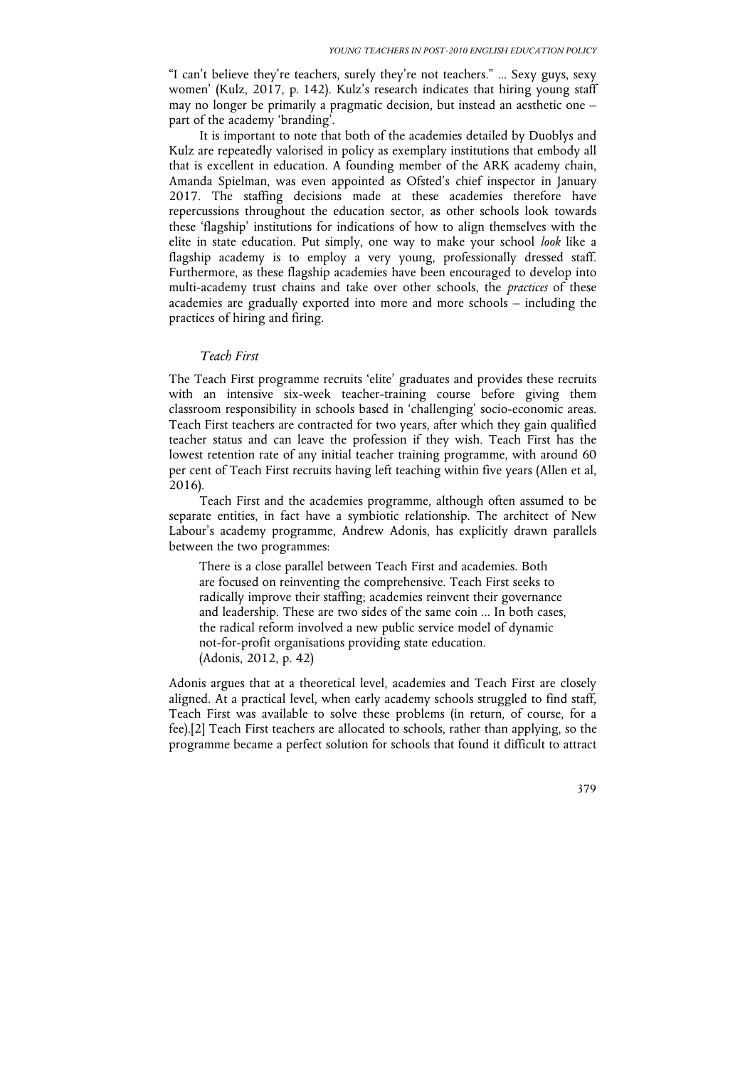"I can't believe they're teachers, surely they're not teachers." ... Sexy guys, sexy women' (Kulz, 2017, p. 142). Kulz's research indicates that hiring young staff may no longer be primarily a pragmatic decision, but instead an aesthetic one – part of the academy 'branding'.

It is important to note that both of the academies detailed by Duoblys and Kulz are repeatedly valorised in policy as exemplary institutions that embody all that is excellent in education. A founding member of the ARK academy chain, Amanda Spielman, was even appointed as Ofsted's chief inspector in January 2017. The staffing decisions made at these academies therefore have repercussions throughout the education sector, as other schools look towards these 'flagship' institutions for indications of how to align themselves with the elite in state education. Put simply, one way to make your school *look* like a flagship academy is to employ a very young, professionally dressed staff. Furthermore, as these flagship academies have been encouraged to develop into multi-academy trust chains and take over other schools, the *practices* of these academies are gradually exported into more and more schools – including the practices of hiring and firing.

### *Teach First*

The Teach First programme recruits 'elite' graduates and provides these recruits with an intensive six-week teacher-training course before giving them classroom responsibility in schools based in 'challenging' socio-economic areas. Teach First teachers are contracted for two years, after which they gain qualified teacher status and can leave the profession if they wish. Teach First has the lowest retention rate of any initial teacher training programme, with around 60 per cent of Teach First recruits having left teaching within five years (Allen et al, 2016).

Teach First and the academies programme, although often assumed to be separate entities, in fact have a symbiotic relationship. The architect of New Labour's academy programme, Andrew Adonis, has explicitly drawn parallels between the two programmes:

> There is a close parallel between Teach First and academies. Both are focused on reinventing the comprehensive. Teach First seeks to radically improve their staffing; academies reinvent their governance and leadership. These are two sides of the same coin ... In both cases, the radical reform involved a new public service model of dynamic not-for-profit organisations providing state education.
> (Adonis, 2012, p. 42)

Adonis argues that at a theoretical level, academies and Teach First are closely aligned. At a practical level, when early academy schools struggled to find staff, Teach First was available to solve these problems (in return, of course, for a fee).[2] Teach First teachers are allocated to schools, rather than applying, so the programme became a perfect solution for schools that found it difficult to attract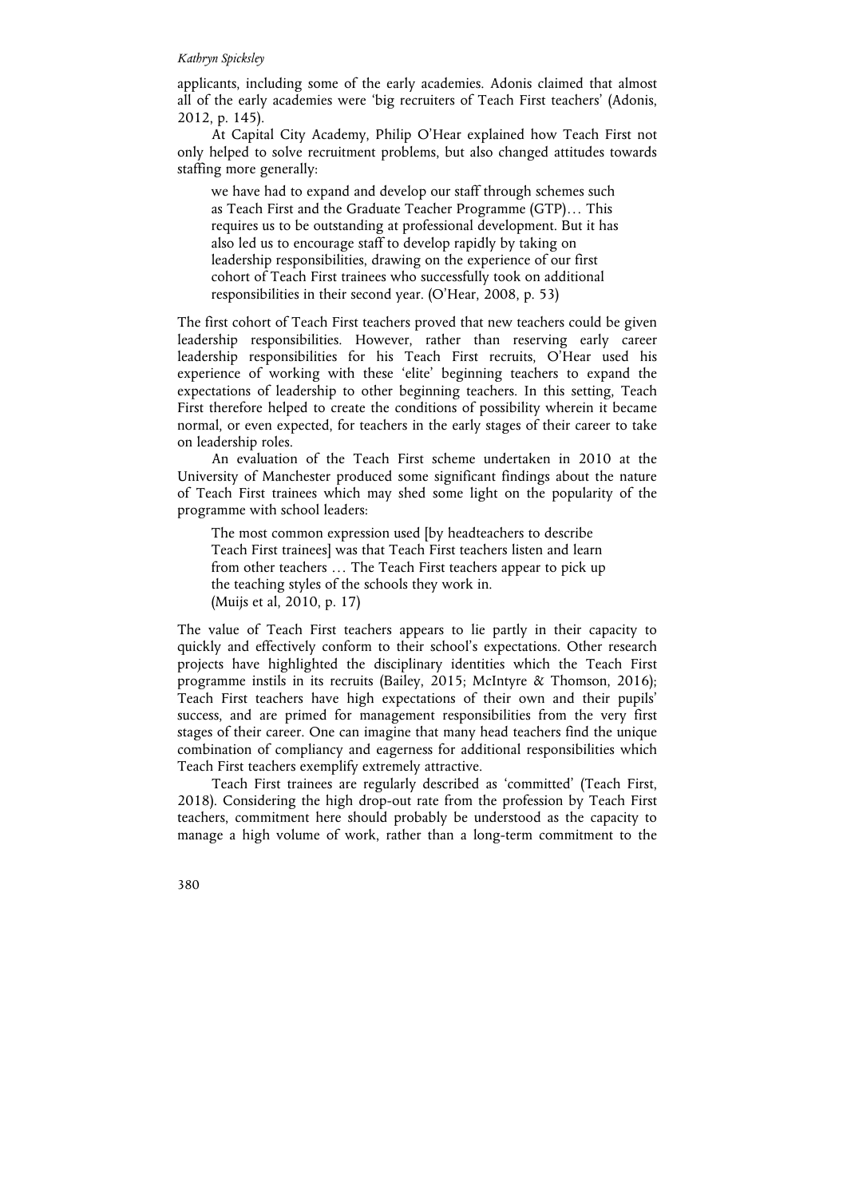applicants, including some of the early academies. Adonis claimed that almost all of the early academies were 'big recruiters of Teach First teachers' (Adonis, 2012, p. 145).

At Capital City Academy, Philip O'Hear explained how Teach First not only helped to solve recruitment problems, but also changed attitudes towards staffing more generally:

> we have had to expand and develop our staff through schemes such as Teach First and the Graduate Teacher Programme (GTP)… This requires us to be outstanding at professional development. But it has also led us to encourage staff to develop rapidly by taking on leadership responsibilities, drawing on the experience of our first cohort of Teach First trainees who successfully took on additional responsibilities in their second year. (O'Hear, 2008, p. 53)

The first cohort of Teach First teachers proved that new teachers could be given leadership responsibilities. However, rather than reserving early career leadership responsibilities for his Teach First recruits, O'Hear used his experience of working with these 'elite' beginning teachers to expand the expectations of leadership to other beginning teachers. In this setting, Teach First therefore helped to create the conditions of possibility wherein it became normal, or even expected, for teachers in the early stages of their career to take on leadership roles.

An evaluation of the Teach First scheme undertaken in 2010 at the University of Manchester produced some significant findings about the nature of Teach First trainees which may shed some light on the popularity of the programme with school leaders:

> The most common expression used [by headteachers to describe Teach First trainees] was that Teach First teachers listen and learn from other teachers … The Teach First teachers appear to pick up the teaching styles of the schools they work in.
> (Muijs et al, 2010, p. 17)

The value of Teach First teachers appears to lie partly in their capacity to quickly and effectively conform to their school's expectations. Other research projects have highlighted the disciplinary identities which the Teach First programme instils in its recruits (Bailey, 2015; McIntyre & Thomson, 2016); Teach First teachers have high expectations of their own and their pupils' success, and are primed for management responsibilities from the very first stages of their career. One can imagine that many head teachers find the unique combination of compliancy and eagerness for additional responsibilities which Teach First teachers exemplify extremely attractive.

Teach First trainees are regularly described as 'committed' (Teach First, 2018). Considering the high drop-out rate from the profession by Teach First teachers, commitment here should probably be understood as the capacity to manage a high volume of work, rather than a long-term commitment to the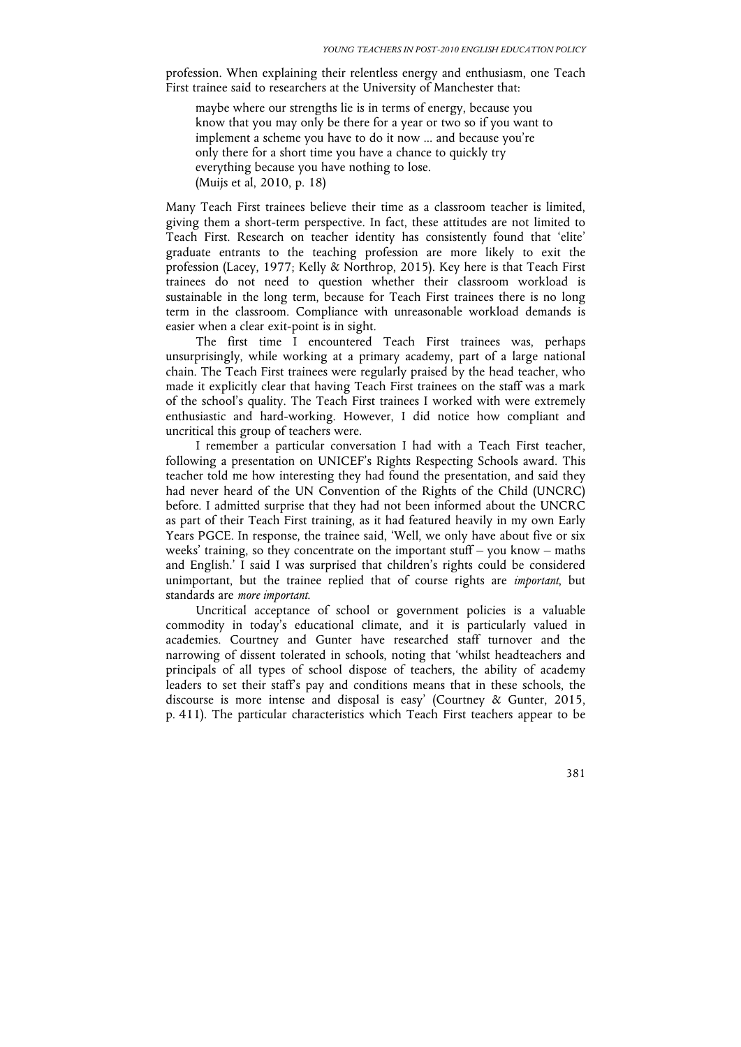profession. When explaining their relentless energy and enthusiasm, one Teach First trainee said to researchers at the University of Manchester that:

> maybe where our strengths lie is in terms of energy, because you know that you may only be there for a year or two so if you want to implement a scheme you have to do it now ... and because you're only there for a short time you have a chance to quickly try everything because you have nothing to lose.
> (Muijs et al, 2010, p. 18)

Many Teach First trainees believe their time as a classroom teacher is limited, giving them a short-term perspective. In fact, these attitudes are not limited to Teach First. Research on teacher identity has consistently found that 'elite' graduate entrants to the teaching profession are more likely to exit the profession (Lacey, 1977; Kelly & Northrop, 2015). Key here is that Teach First trainees do not need to question whether their classroom workload is sustainable in the long term, because for Teach First trainees there is no long term in the classroom. Compliance with unreasonable workload demands is easier when a clear exit-point is in sight.

The first time I encountered Teach First trainees was, perhaps unsurprisingly, while working at a primary academy, part of a large national chain. The Teach First trainees were regularly praised by the head teacher, who made it explicitly clear that having Teach First trainees on the staff was a mark of the school's quality. The Teach First trainees I worked with were extremely enthusiastic and hard-working. However, I did notice how compliant and uncritical this group of teachers were.

I remember a particular conversation I had with a Teach First teacher, following a presentation on UNICEF's Rights Respecting Schools award. This teacher told me how interesting they had found the presentation, and said they had never heard of the UN Convention of the Rights of the Child (UNCRC) before. I admitted surprise that they had not been informed about the UNCRC as part of their Teach First training, as it had featured heavily in my own Early Years PGCE. In response, the trainee said, 'Well, we only have about five or six weeks' training, so they concentrate on the important stuff – you know – maths and English.' I said I was surprised that children's rights could be considered unimportant, but the trainee replied that of course rights are *important*, but standards are *more important*.

Uncritical acceptance of school or government policies is a valuable commodity in today's educational climate, and it is particularly valued in academies. Courtney and Gunter have researched staff turnover and the narrowing of dissent tolerated in schools, noting that 'whilst headteachers and principals of all types of school dispose of teachers, the ability of academy leaders to set their staff's pay and conditions means that in these schools, the discourse is more intense and disposal is easy' (Courtney & Gunter, 2015, p. 411). The particular characteristics which Teach First teachers appear to be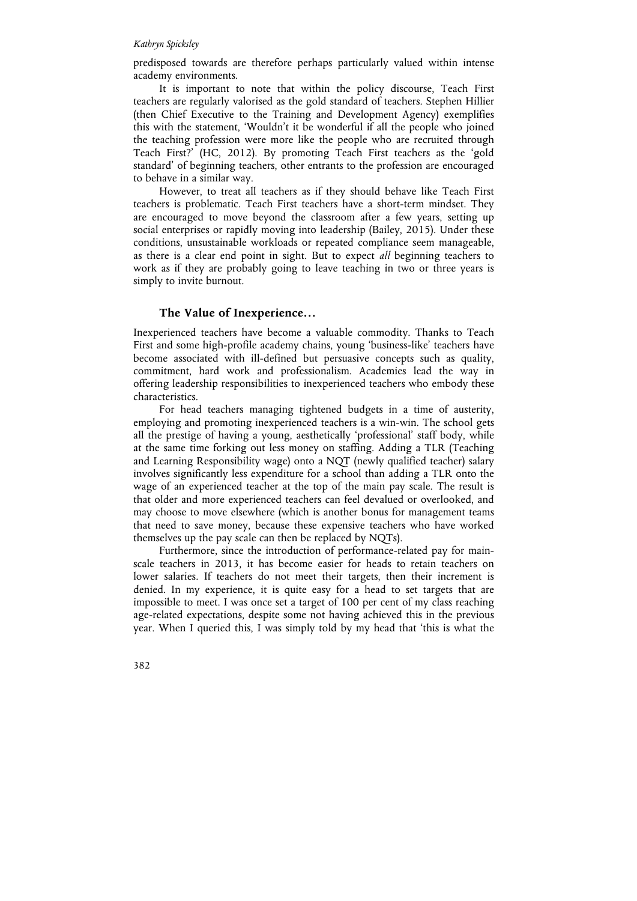predisposed towards are therefore perhaps particularly valued within intense academy environments.

It is important to note that within the policy discourse, Teach First teachers are regularly valorised as the gold standard of teachers. Stephen Hillier (then Chief Executive to the Training and Development Agency) exemplifies this with the statement, 'Wouldn't it be wonderful if all the people who joined the teaching profession were more like the people who are recruited through Teach First?' (HC, 2012). By promoting Teach First teachers as the 'gold standard' of beginning teachers, other entrants to the profession are encouraged to behave in a similar way.

However, to treat all teachers as if they should behave like Teach First teachers is problematic. Teach First teachers have a short-term mindset. They are encouraged to move beyond the classroom after a few years, setting up social enterprises or rapidly moving into leadership (Bailey, 2015). Under these conditions, unsustainable workloads or repeated compliance seem manageable, as there is a clear end point in sight. But to expect *all* beginning teachers to work as if they are probably going to leave teaching in two or three years is simply to invite burnout.

## The Value of Inexperience…

Inexperienced teachers have become a valuable commodity. Thanks to Teach First and some high-profile academy chains, young 'business-like' teachers have become associated with ill-defined but persuasive concepts such as quality, commitment, hard work and professionalism. Academies lead the way in offering leadership responsibilities to inexperienced teachers who embody these characteristics.

For head teachers managing tightened budgets in a time of austerity, employing and promoting inexperienced teachers is a win-win. The school gets all the prestige of having a young, aesthetically 'professional' staff body, while at the same time forking out less money on staffing. Adding a TLR (Teaching and Learning Responsibility wage) onto a NQT (newly qualified teacher) salary involves significantly less expenditure for a school than adding a TLR onto the wage of an experienced teacher at the top of the main pay scale. The result is that older and more experienced teachers can feel devalued or overlooked, and may choose to move elsewhere (which is another bonus for management teams that need to save money, because these expensive teachers who have worked themselves up the pay scale can then be replaced by NQTs).

Furthermore, since the introduction of performance-related pay for main-scale teachers in 2013, it has become easier for heads to retain teachers on lower salaries. If teachers do not meet their targets, then their increment is denied. In my experience, it is quite easy for a head to set targets that are impossible to meet. I was once set a target of 100 per cent of my class reaching age-related expectations, despite some not having achieved this in the previous year. When I queried this, I was simply told by my head that 'this is what the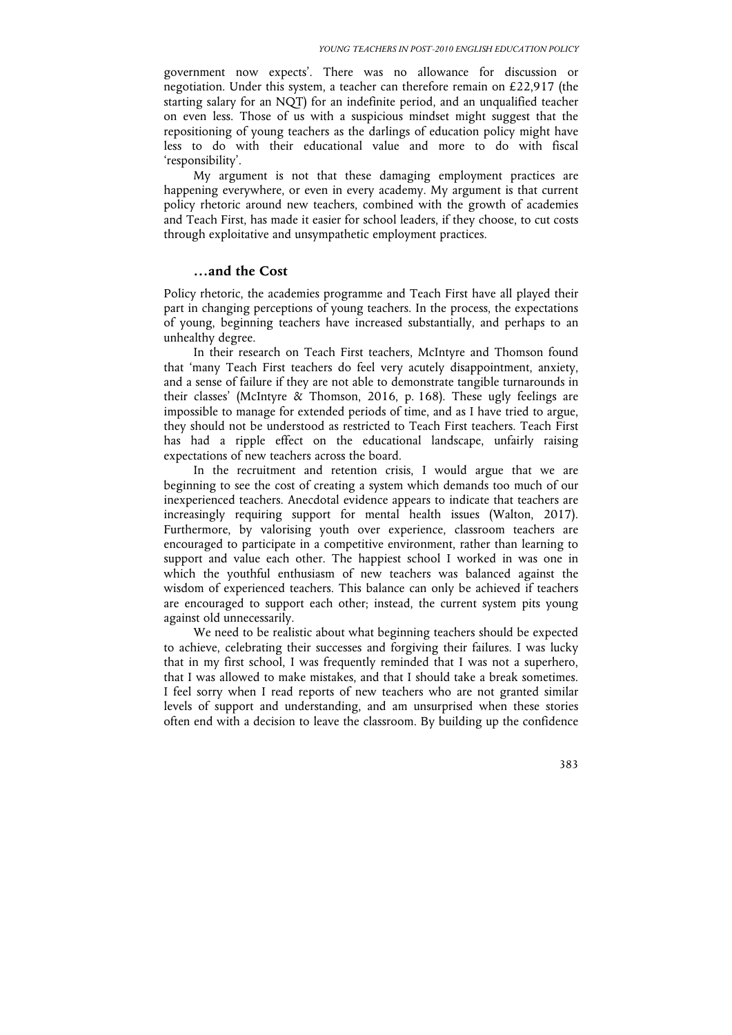government now expects'. There was no allowance for discussion or negotiation. Under this system, a teacher can therefore remain on £22,917 (the starting salary for an NQT) for an indefinite period, and an unqualified teacher on even less. Those of us with a suspicious mindset might suggest that the repositioning of young teachers as the darlings of education policy might have less to do with their educational value and more to do with fiscal 'responsibility'.

My argument is not that these damaging employment practices are happening everywhere, or even in every academy. My argument is that current policy rhetoric around new teachers, combined with the growth of academies and Teach First, has made it easier for school leaders, if they choose, to cut costs through exploitative and unsympathetic employment practices.

## …and the Cost

Policy rhetoric, the academies programme and Teach First have all played their part in changing perceptions of young teachers. In the process, the expectations of young, beginning teachers have increased substantially, and perhaps to an unhealthy degree.

In their research on Teach First teachers, McIntyre and Thomson found that 'many Teach First teachers do feel very acutely disappointment, anxiety, and a sense of failure if they are not able to demonstrate tangible turnarounds in their classes' (McIntyre & Thomson, 2016, p. 168). These ugly feelings are impossible to manage for extended periods of time, and as I have tried to argue, they should not be understood as restricted to Teach First teachers. Teach First has had a ripple effect on the educational landscape, unfairly raising expectations of new teachers across the board.

In the recruitment and retention crisis, I would argue that we are beginning to see the cost of creating a system which demands too much of our inexperienced teachers. Anecdotal evidence appears to indicate that teachers are increasingly requiring support for mental health issues (Walton, 2017). Furthermore, by valorising youth over experience, classroom teachers are encouraged to participate in a competitive environment, rather than learning to support and value each other. The happiest school I worked in was one in which the youthful enthusiasm of new teachers was balanced against the wisdom of experienced teachers. This balance can only be achieved if teachers are encouraged to support each other; instead, the current system pits young against old unnecessarily.

We need to be realistic about what beginning teachers should be expected to achieve, celebrating their successes and forgiving their failures. I was lucky that in my first school, I was frequently reminded that I was not a superhero, that I was allowed to make mistakes, and that I should take a break sometimes. I feel sorry when I read reports of new teachers who are not granted similar levels of support and understanding, and am unsurprised when these stories often end with a decision to leave the classroom. By building up the confidence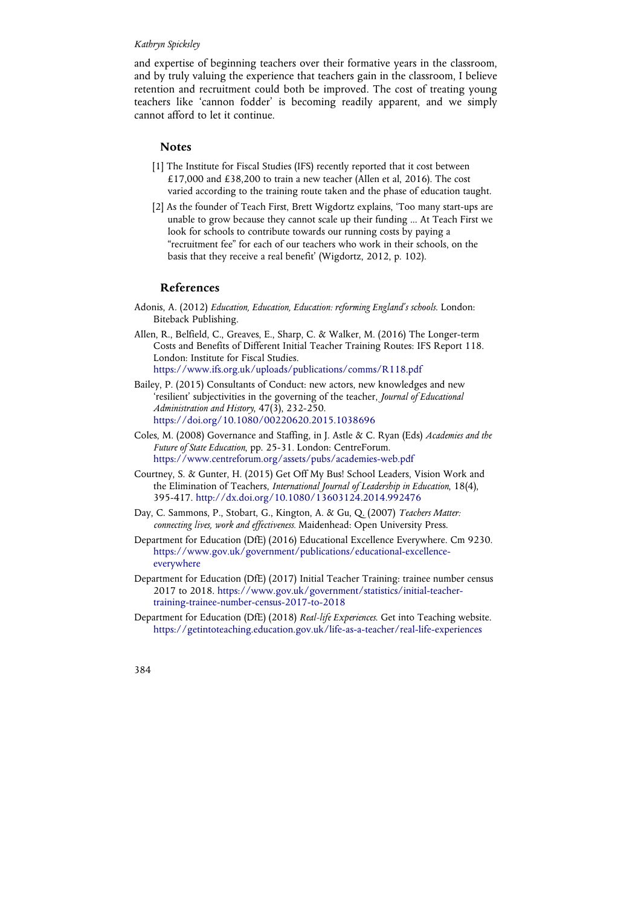and expertise of beginning teachers over their formative years in the classroom, and by truly valuing the experience that teachers gain in the classroom, I believe retention and recruitment could both be improved. The cost of treating young teachers like 'cannon fodder' is becoming readily apparent, and we simply cannot afford to let it continue.

## Notes

[1] The Institute for Fiscal Studies (IFS) recently reported that it cost between £17,000 and £38,200 to train a new teacher (Allen et al, 2016). The cost varied according to the training route taken and the phase of education taught.

[2] As the founder of Teach First, Brett Wigdortz explains, 'Too many start-ups are unable to grow because they cannot scale up their funding ... At Teach First we look for schools to contribute towards our running costs by paying a "recruitment fee" for each of our teachers who work in their schools, on the basis that they receive a real benefit' (Wigdortz, 2012, p. 102).

## References

Adonis, A. (2012) *Education, Education, Education: reforming England's schools*. London: Biteback Publishing.

Allen, R., Belfield, C., Greaves, E., Sharp, C. & Walker, M. (2016) The Longer-term Costs and Benefits of Different Initial Teacher Training Routes: IFS Report 118. London: Institute for Fiscal Studies. https://www.ifs.org.uk/uploads/publications/comms/R118.pdf

Bailey, P. (2015) Consultants of Conduct: new actors, new knowledges and new 'resilient' subjectivities in the governing of the teacher, *Journal of Educational Administration and History*, 47(3), 232-250. https://doi.org/10.1080/00220620.2015.1038696

Coles, M. (2008) Governance and Staffing, in J. Astle & C. Ryan (Eds) *Academies and the Future of State Education*, pp. 25-31. London: CentreForum. https://www.centreforum.org/assets/pubs/academies-web.pdf

Courtney, S. & Gunter, H. (2015) Get Off My Bus! School Leaders, Vision Work and the Elimination of Teachers, *International Journal of Leadership in Education*, 18(4), 395-417. http://dx.doi.org/10.1080/13603124.2014.992476

Day, C. Sammons, P., Stobart, G., Kington, A. & Gu, Q. (2007) *Teachers Matter: connecting lives, work and effectiveness.* Maidenhead: Open University Press.

Department for Education (DfE) (2016) Educational Excellence Everywhere. Cm 9230. https://www.gov.uk/government/publications/educational-excellence-everywhere

Department for Education (DfE) (2017) Initial Teacher Training: trainee number census 2017 to 2018. https://www.gov.uk/government/statistics/initial-teacher-training-trainee-number-census-2017-to-2018

Department for Education (DfE) (2018) *Real-life Experiences.* Get into Teaching website. https://getintoteaching.education.gov.uk/life-as-a-teacher/real-life-experiences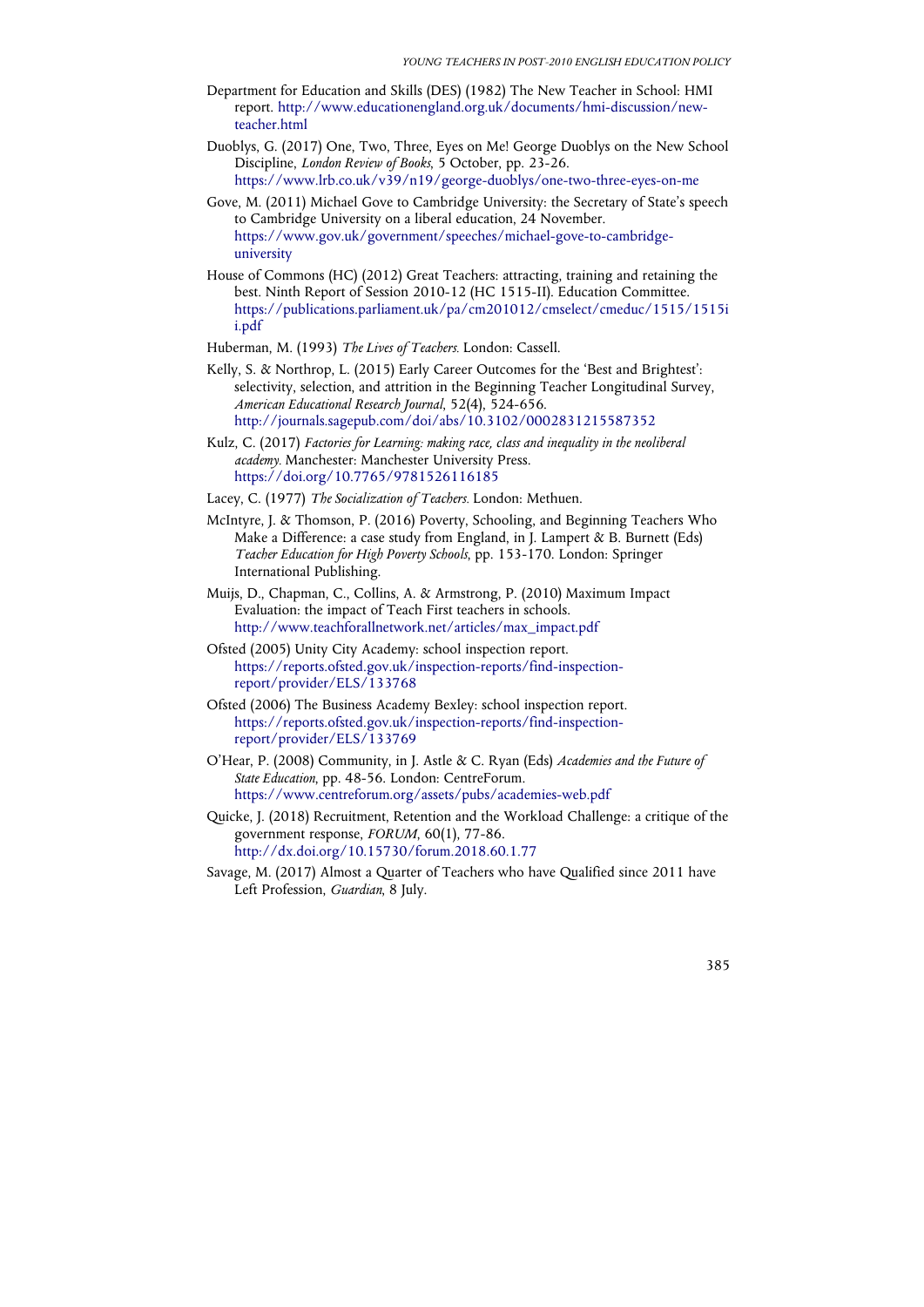Department for Education and Skills (DES) (1982) The New Teacher in School: HMI report. http://www.educationengland.org.uk/documents/hmi-discussion/new-teacher.html

Duoblys, G. (2017) One, Two, Three, Eyes on Me! George Duoblys on the New School Discipline, *London Review of Books*, 5 October, pp. 23-26. https://www.lrb.co.uk/v39/n19/george-duoblys/one-two-three-eyes-on-me

Gove, M. (2011) Michael Gove to Cambridge University: the Secretary of State's speech to Cambridge University on a liberal education, 24 November. https://www.gov.uk/government/speeches/michael-gove-to-cambridge-university

House of Commons (HC) (2012) Great Teachers: attracting, training and retaining the best. Ninth Report of Session 2010-12 (HC 1515-II). Education Committee. https://publications.parliament.uk/pa/cm201012/cmselect/cmeduc/1515/1515ii.pdf

Huberman, M. (1993) *The Lives of Teachers*. London: Cassell.

Kelly, S. & Northrop, L. (2015) Early Career Outcomes for the 'Best and Brightest': selectivity, selection, and attrition in the Beginning Teacher Longitudinal Survey, *American Educational Research Journal*, 52(4), 524-656. http://journals.sagepub.com/doi/abs/10.3102/0002831215587352

Kulz, C. (2017) *Factories for Learning: making race, class and inequality in the neoliberal academy*. Manchester: Manchester University Press. https://doi.org/10.7765/9781526116185

Lacey, C. (1977) *The Socialization of Teachers*. London: Methuen.

McIntyre, J. & Thomson, P. (2016) Poverty, Schooling, and Beginning Teachers Who Make a Difference: a case study from England, in J. Lampert & B. Burnett (Eds) *Teacher Education for High Poverty Schools*, pp. 153-170. London: Springer International Publishing.

Muijs, D., Chapman, C., Collins, A. & Armstrong, P. (2010) Maximum Impact Evaluation: the impact of Teach First teachers in schools. http://www.teachforallnetwork.net/articles/max_impact.pdf

Ofsted (2005) Unity City Academy: school inspection report. https://reports.ofsted.gov.uk/inspection-reports/find-inspection-report/provider/ELS/133768

Ofsted (2006) The Business Academy Bexley: school inspection report. https://reports.ofsted.gov.uk/inspection-reports/find-inspection-report/provider/ELS/133769

O'Hear, P. (2008) Community, in J. Astle & C. Ryan (Eds) *Academies and the Future of State Education*, pp. 48-56. London: CentreForum. https://www.centreforum.org/assets/pubs/academies-web.pdf

Quicke, J. (2018) Recruitment, Retention and the Workload Challenge: a critique of the government response, *FORUM*, 60(1), 77-86. http://dx.doi.org/10.15730/forum.2018.60.1.77

Savage, M. (2017) Almost a Quarter of Teachers who have Qualified since 2011 have Left Profession, *Guardian*, 8 July.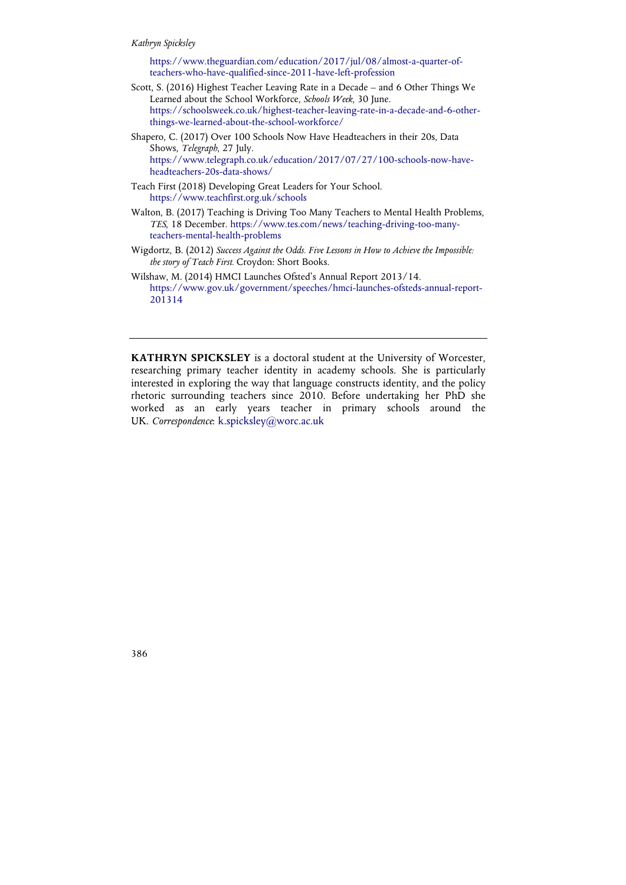https://www.theguardian.com/education/2017/jul/08/almost-a-quarter-of-teachers-who-have-qualified-since-2011-have-left-profession

Scott, S. (2016) Highest Teacher Leaving Rate in a Decade – and 6 Other Things We Learned about the School Workforce, *Schools Week*, 30 June. https://schoolsweek.co.uk/highest-teacher-leaving-rate-in-a-decade-and-6-other-things-we-learned-about-the-school-workforce/

Shapero, C. (2017) Over 100 Schools Now Have Headteachers in their 20s, Data Shows, *Telegraph*, 27 July. https://www.telegraph.co.uk/education/2017/07/27/100-schools-now-have-headteachers-20s-data-shows/

Teach First (2018) Developing Great Leaders for Your School. https://www.teachfirst.org.uk/schools

Walton, B. (2017) Teaching is Driving Too Many Teachers to Mental Health Problems, *TES*, 18 December. https://www.tes.com/news/teaching-driving-too-many-teachers-mental-health-problems

Wigdortz, B. (2012) *Success Against the Odds. Five Lessons in How to Achieve the Impossible: the story of Teach First.* Croydon: Short Books.

Wilshaw, M. (2014) HMCI Launches Ofsted's Annual Report 2013/14. https://www.gov.uk/government/speeches/hmci-launches-ofsteds-annual-report-201314

---

**KATHRYN SPICKSLEY** is a doctoral student at the University of Worcester, researching primary teacher identity in academy schools. She is particularly interested in exploring the way that language constructs identity, and the policy rhetoric surrounding teachers since 2010. Before undertaking her PhD she worked as an early years teacher in primary schools around the UK. *Correspondence*: k.spicksley@worc.ac.uk